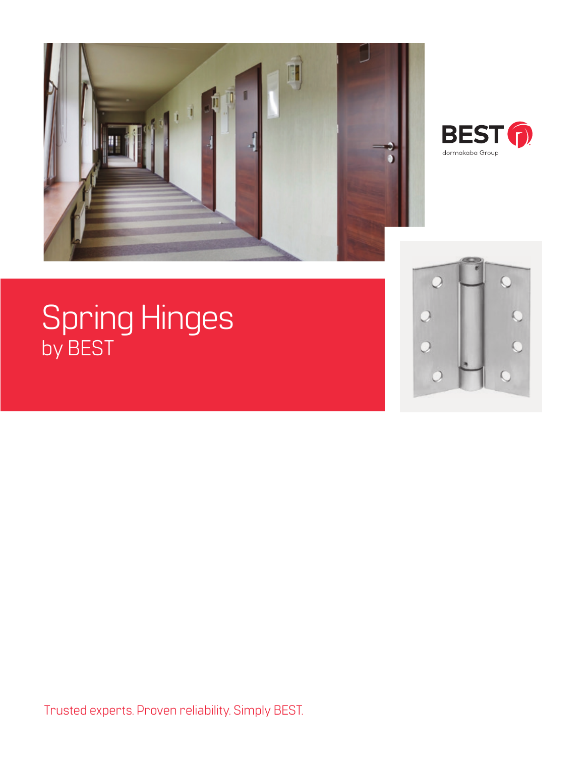BEST
dormakaba Group

# Spring Hinges
by BEST

Trusted experts. Proven reliability. Simply BEST.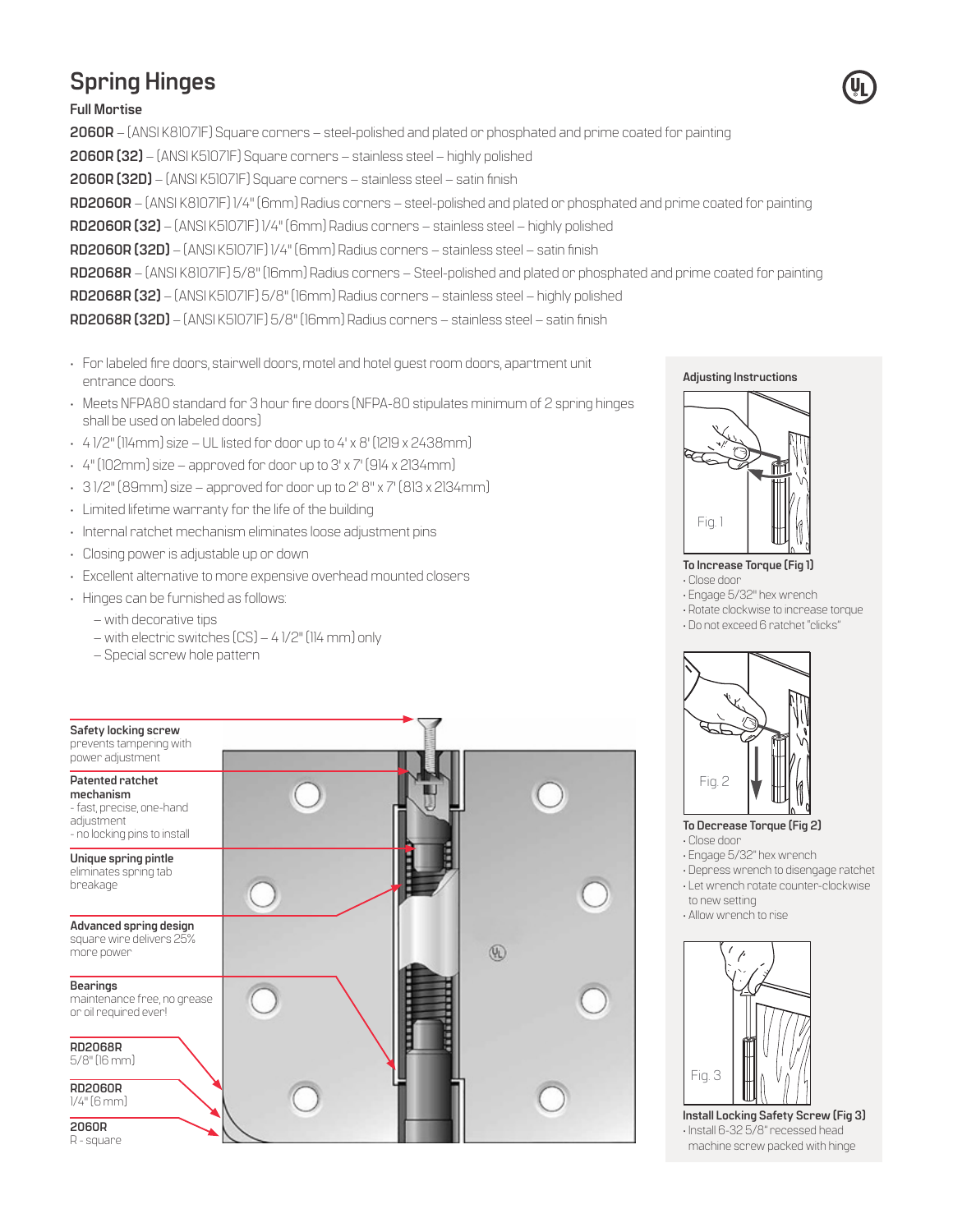# Spring Hinges

## Full Mortise

**2060R** – (ANSI K81071F) Square corners – steel-polished and plated or phosphated and prime coated for painting
**2060R (32)** – (ANSI K51071F) Square corners – stainless steel – highly polished
**2060R (32D)** – (ANSI K51071F) Square corners – stainless steel – satin finish
**RD2060R** – (ANSI K81071F) 1/4" (6mm) Radius corners – steel-polished and plated or phosphated and prime coated for painting
**RD2060R (32)** – (ANSI K51071F) 1/4" (6mm) Radius corners – stainless steel – highly polished
**RD2060R (32D)** – (ANSI K51071F) 1/4" (6mm) Radius corners – stainless steel – satin finish
**RD2068R** – (ANSI K81071F) 5/8" (16mm) Radius corners – Steel-polished and plated or phosphated and prime coated for painting
**RD2068R (32)** – (ANSI K51071F) 5/8" (16mm) Radius corners – stainless steel – highly polished
**RD2068R (32D)** – (ANSI K51071F) 5/8" (16mm) Radius corners – stainless steel – satin finish

- For labeled fire doors, stairwell doors, motel and hotel guest room doors, apartment unit entrance doors.
- Meets NFPA80 standard for 3 hour fire doors (NFPA-80 stipulates minimum of 2 spring hinges shall be used on labeled doors)
- 4 1/2" (114mm) size – UL listed for door up to 4' x 8' (1219 x 2438mm)
- 4" (102mm) size – approved for door up to 3' x 7' (914 x 2134mm)
- 3 1/2" (89mm) size – approved for door up to 2' 8" x 7' (813 x 2134mm)
- Limited lifetime warranty for the life of the building
- Internal ratchet mechanism eliminates loose adjustment pins
- Closing power is adjustable up or down
- Excellent alternative to more expensive overhead mounted closers
- Hinges can be furnished as follows:
  – with decorative tips
  – with electric switches (CS) – 4 1/2" (114 mm) only
  – Special screw hole pattern

**Safety locking screw**
prevents tampering with power adjustment

**Patented ratchet mechanism**
- fast, precise, one-hand adjustment
- no locking pins to install

**Unique spring pintle**
eliminates spring tab breakage

**Advanced spring design**
square wire delivers 25% more power

**Bearings**
maintenance free, no grease or oil required ever!

**RD2068R**
5/8" (16 mm)

**RD2060R**
1/4" (6 mm)

**2060R**
R - square

### Adjusting Instructions

Fig. 1

**To Increase Torque (Fig 1)**
- Close door
- Engage 5/32" hex wrench
- Rotate clockwise to increase torque
- Do not exceed 6 ratchet "clicks"

Fig. 2

**To Decrease Torque (Fig 2)**
- Close door
- Engage 5/32" hex wrench
- Depress wrench to disengage ratchet
- Let wrench rotate counter-clockwise to new setting
- Allow wrench to rise

Fig. 3

**Install Locking Safety Screw (Fig 3)**
- Install 6-32 5/8" recessed head machine screw packed with hinge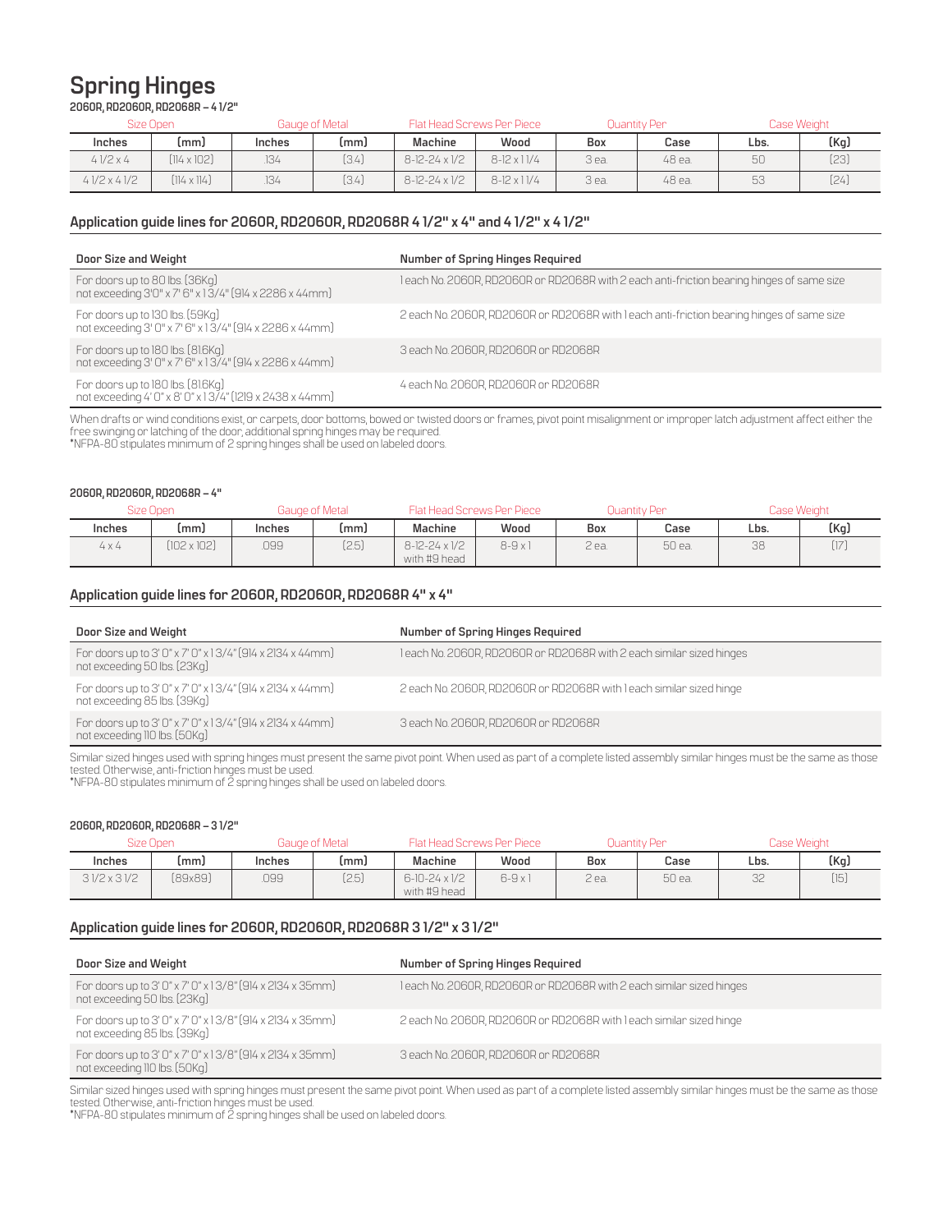# Spring Hinges

**2060R, RD2060R, RD2068R – 4 1/2"**

| Size Open | | Gauge of Metal | | Flat Head Screws Per Piece | | Quantity Per | | Case Weight | |
|---|---|---|---|---|---|---|---|---|---|
| **Inches** | **(mm)** | **Inches** | **(mm)** | **Machine** | **Wood** | **Box** | **Case** | **Lbs.** | **(Kg)** |
| 4 1/2 x 4 | (114 x 102) | .134 | (3.4) | 8-12-24 x 1/2 | 8-12 x 1 1/4 | 3 ea. | 48 ea. | 50 | (23) |
| 4 1/2 x 4 1/2 | (114 x 114) | .134 | (3.4) | 8-12-24 x 1/2 | 8-12 x 1 1/4 | 3 ea. | 48 ea. | 53 | (24) |

## Application guide lines for 2060R, RD2060R, RD2068R 4 1/2" x 4" and 4 1/2" x 4 1/2"

| Door Size and Weight | Number of Spring Hinges Required |
|---|---|
| For doors up to 80 lbs. (36Kg) not exceeding 3'0" x 7' 6" x 1 3/4" (914 x 2286 x 44mm) | 1 each No. 2060R, RD2060R or RD2068R with 2 each anti-friction bearing hinges of same size |
| For doors up to 130 lbs. (59Kg) not exceeding 3' 0" x 7' 6" x 1 3/4" (914 x 2286 x 44mm) | 2 each No. 2060R, RD2060R or RD2068R with 1 each anti-friction bearing hinges of same size |
| For doors up to 180 lbs. (81.6Kg) not exceeding 3' 0" x 7' 6" x 1 3/4" (914 x 2286 x 44mm) | 3 each No. 2060R, RD2060R or RD2068R |
| For doors up to 180 lbs. (81.6Kg) not exceeding 4' 0" x 8' 0" x 1 3/4" (1219 x 2438 x 44mm) | 4 each No. 2060R, RD2060R or RD2068R |

When drafts or wind conditions exist, or carpets, door bottoms, bowed or twisted doors or frames, pivot point misalignment or improper latch adjustment affect either the free swinging or latching of the door, additional spring hinges may be required.
*NFPA-80 stipulates minimum of 2 spring hinges shall be used on labeled doors.

**2060R, RD2060R, RD2068R – 4"**

| Size Open | | Gauge of Metal | | Flat Head Screws Per Piece | | Quantity Per | | Case Weight | |
|---|---|---|---|---|---|---|---|---|---|
| **Inches** | **(mm)** | **Inches** | **(mm)** | **Machine** | **Wood** | **Box** | **Case** | **Lbs.** | **(Kg)** |
| 4 x 4 | (102 x 102) | .099 | (2.5) | 8-12-24 x 1/2 with #9 head | 8-9 x 1 | 2 ea. | 50 ea. | 38 | (17) |

## Application guide lines for 2060R, RD2060R, RD2068R 4" x 4"

| Door Size and Weight | Number of Spring Hinges Required |
|---|---|
| For doors up to 3' 0" x 7' 0" x 1 3/4" (914 x 2134 x 44mm) not exceeding 50 lbs. (23Kg) | 1 each No. 2060R, RD2060R or RD2068R with 2 each similar sized hinges |
| For doors up to 3' 0" x 7' 0" x 1 3/4" (914 x 2134 x 44mm) not exceeding 85 lbs. (39Kg) | 2 each No. 2060R, RD2060R or RD2068R with 1 each similar sized hinge |
| For doors up to 3' 0" x 7' 0" x 1 3/4" (914 x 2134 x 44mm) not exceeding 110 lbs. (50Kg) | 3 each No. 2060R, RD2060R or RD2068R |

Similar sized hinges used with spring hinges must present the same pivot point. When used as part of a complete listed assembly similar hinges must be the same as those tested. Otherwise, anti-friction hinges must be used.
*NFPA-80 stipulates minimum of 2 spring hinges shall be used on labeled doors.

**2060R, RD2060R, RD2068R – 3 1/2"**

| Size Open | | Gauge of Metal | | Flat Head Screws Per Piece | | Quantity Per | | Case Weight | |
|---|---|---|---|---|---|---|---|---|---|
| **Inches** | **(mm)** | **Inches** | **(mm)** | **Machine** | **Wood** | **Box** | **Case** | **Lbs.** | **(Kg)** |
| 3 1/2 x 3 1/2 | (89x89) | .099 | (2.5) | 6-10-24 x 1/2 with #9 head | 6-9 x 1 | 2 ea. | 50 ea. | 32 | (15) |

## Application guide lines for 2060R, RD2060R, RD2068R 3 1/2" x 3 1/2"

| Door Size and Weight | Number of Spring Hinges Required |
|---|---|
| For doors up to 3' 0" x 7' 0" x 1 3/8" (914 x 2134 x 35mm) not exceeding 50 lbs. (23Kg) | 1 each No. 2060R, RD2060R or RD2068R with 2 each similar sized hinges |
| For doors up to 3' 0" x 7' 0" x 1 3/8" (914 x 2134 x 35mm) not exceeding 85 lbs. (39Kg) | 2 each No. 2060R, RD2060R or RD2068R with 1 each similar sized hinge |
| For doors up to 3' 0" x 7' 0" x 1 3/8" (914 x 2134 x 35mm) not exceeding 110 lbs. (50Kg) | 3 each No. 2060R, RD2060R or RD2068R |

Similar sized hinges used with spring hinges must present the same pivot point. When used as part of a complete listed assembly similar hinges must be the same as those tested. Otherwise, anti-friction hinges must be used.
*NFPA-80 stipulates minimum of 2 spring hinges shall be used on labeled doors.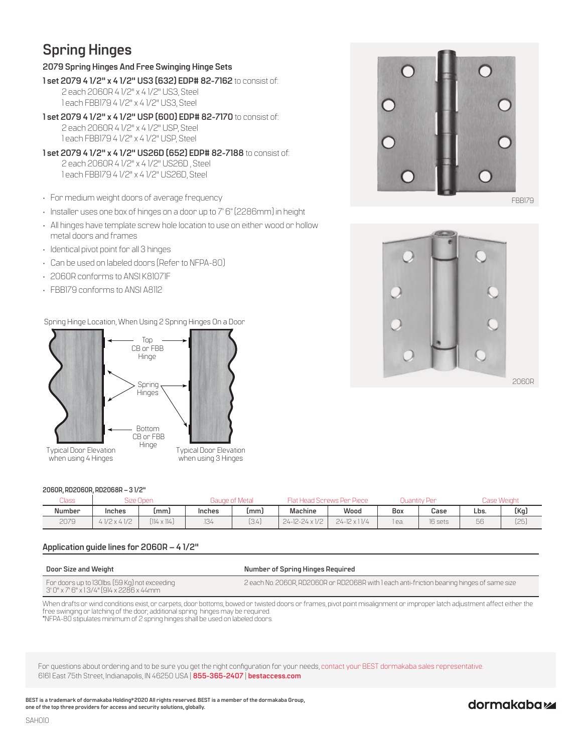# Spring Hinges

## 2079 Spring Hinges And Free Swinging Hinge Sets

**1 set 2079 4 1/2" x 4 1/2" US3 (632) EDP# 82-7162** to consist of:
2 each 2060R 4 1/2" x 4 1/2" US3, Steel
1 each FBB179 4 1/2" x 4 1/2" US3, Steel

**1 set 2079 4 1/2" x 4 1/2" USP (600) EDP# 82-7170** to consist of:
2 each 2060R 4 1/2" x 4 1/2" USP, Steel
1 each FBB179 4 1/2" x 4 1/2" USP, Steel

**1 set 2079 4 1/2" x 4 1/2" US26D (652) EDP# 82-7188** to consist of:
2 each 2060R 4 1/2" x 4 1/2" US26D , Steel
1 each FBB179 4 1/2" x 4 1/2" US26D, Steel

- For medium weight doors of average frequency
- Installer uses one box of hinges on a door up to 7' 6" (2286mm) in height
- All hinges have template screw hole location to use on either wood or hollow metal doors and frames
- Identical pivot point for all 3 hinges
- Can be used on labeled doors (Refer to NFPA-80)
- 2060R conforms to ANSI K81071F
- FBB179 conforms to ANSI A8112

FBB179

2060R

Spring Hinge Location, When Using 2 Spring Hinges On a Door

Top
CB or FBB
Hinge

Spring
Hinges

Bottom
CB or FBB
Hinge

Typical Door Elevation when using 4 Hinges

Typical Door Elevation when using 3 Hinges

**2060R, RD2060R, RD2068R – 3 1/2"**

| Class | Size Open | | Gauge of Metal | | Flat Head Screws Per Piece | | Quantity Per | | Case Weight | |
|---|---|---|---|---|---|---|---|---|---|---|
| Number | Inches | (mm) | Inches | (mm) | Machine | Wood | Box | Case | Lbs. | (Kg) |
| 2079 | 4 1/2 x 4 1/2 | (114 x 114) | .134 | (3.4) | 24-12-24 x 1/2 | 24-12 x 1 1/4 | 1 ea. | 16 sets | 56 | (25) |

## Application guide lines for 2060R – 4 1/2"

| Door Size and Weight | Number of Spring Hinges Required |
|---|---|
| For doors up to 130lbs. (59 Kg) not exceeding 3' 0" x 7' 6" x 1 3/4" (914 x 2286 x 44mm | 2 each No. 2060R, RD2060R or RD2068R with 1 each anti-friction bearing hinges of same size |

When drafts or wind conditions exist, or carpets, door bottoms, bowed or twisted doors or frames, pivot point misalignment or improper latch adjustment affect either the free swinging or latching of the door, additional spring hinges may be required.
*NFPA-80 stipulates minimum of 2 spring hinges shall be used on labeled doors.

For questions about ordering and to be sure you get the right configuration for your needs, contact your BEST dormakaba sales representative.
6161 East 75th Street, Indianapolis, IN 46250 USA | **855-365-2407** | **bestaccess.com**

**BEST is a trademark of dormakaba Holding® 2020 All rights reserved. BEST is a member of the dormakaba Group, one of the top three providers for access and security solutions, globally.**

dormakaba

SAH010